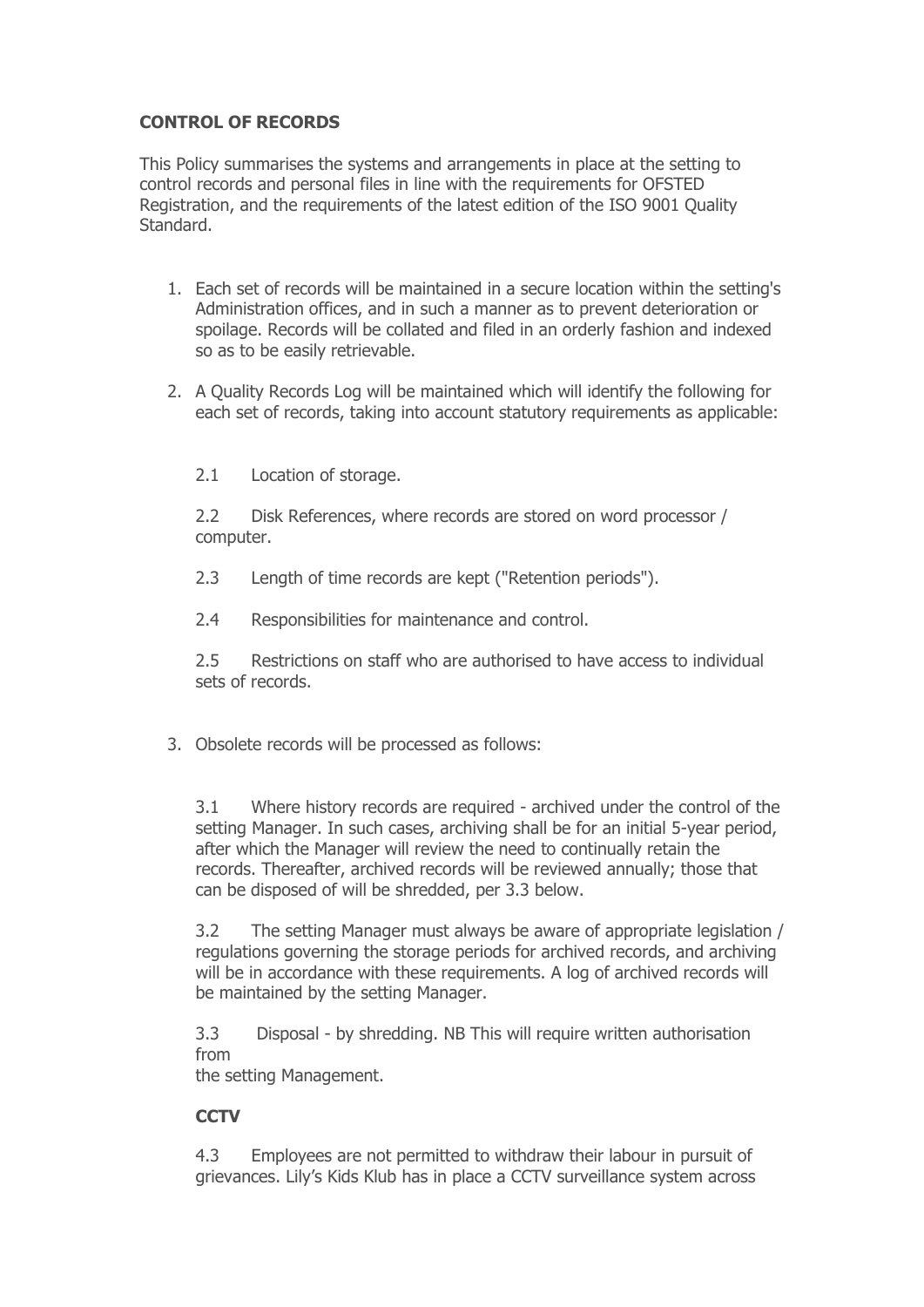**CONTROL OF RECORDS**

This Policy summarises the systems and arrangements in place at the setting to control records and personal files in line with the requirements for OFSTED Registration, and the requirements of the latest edition of the ISO 9001 Quality Standard.

1. Each set of records will be maintained in a secure location within the setting's Administration offices, and in such a manner as to prevent deterioration or spoilage. Records will be collated and filed in an orderly fashion and indexed so as to be easily retrievable.

2. A Quality Records Log will be maintained which will identify the following for each set of records, taking into account statutory requirements as applicable:

   2.1 Location of storage.

   2.2 Disk References, where records are stored on word processor / computer.

   2.3 Length of time records are kept ("Retention periods").

   2.4 Responsibilities for maintenance and control.

   2.5 Restrictions on staff who are authorised to have access to individual sets of records.

3. Obsolete records will be processed as follows:

   3.1 Where history records are required - archived under the control of the setting Manager. In such cases, archiving shall be for an initial 5-year period, after which the Manager will review the need to continually retain the records. Thereafter, archived records will be reviewed annually; those that can be disposed of will be shredded, per 3.3 below.

   3.2 The setting Manager must always be aware of appropriate legislation / regulations governing the storage periods for archived records, and archiving will be in accordance with these requirements. A log of archived records will be maintained by the setting Manager.

   3.3 Disposal - by shredding. NB This will require written authorisation from the setting Management.

**CCTV**

4.3 Employees are not permitted to withdraw their labour in pursuit of grievances. Lily's Kids Klub has in place a CCTV surveillance system across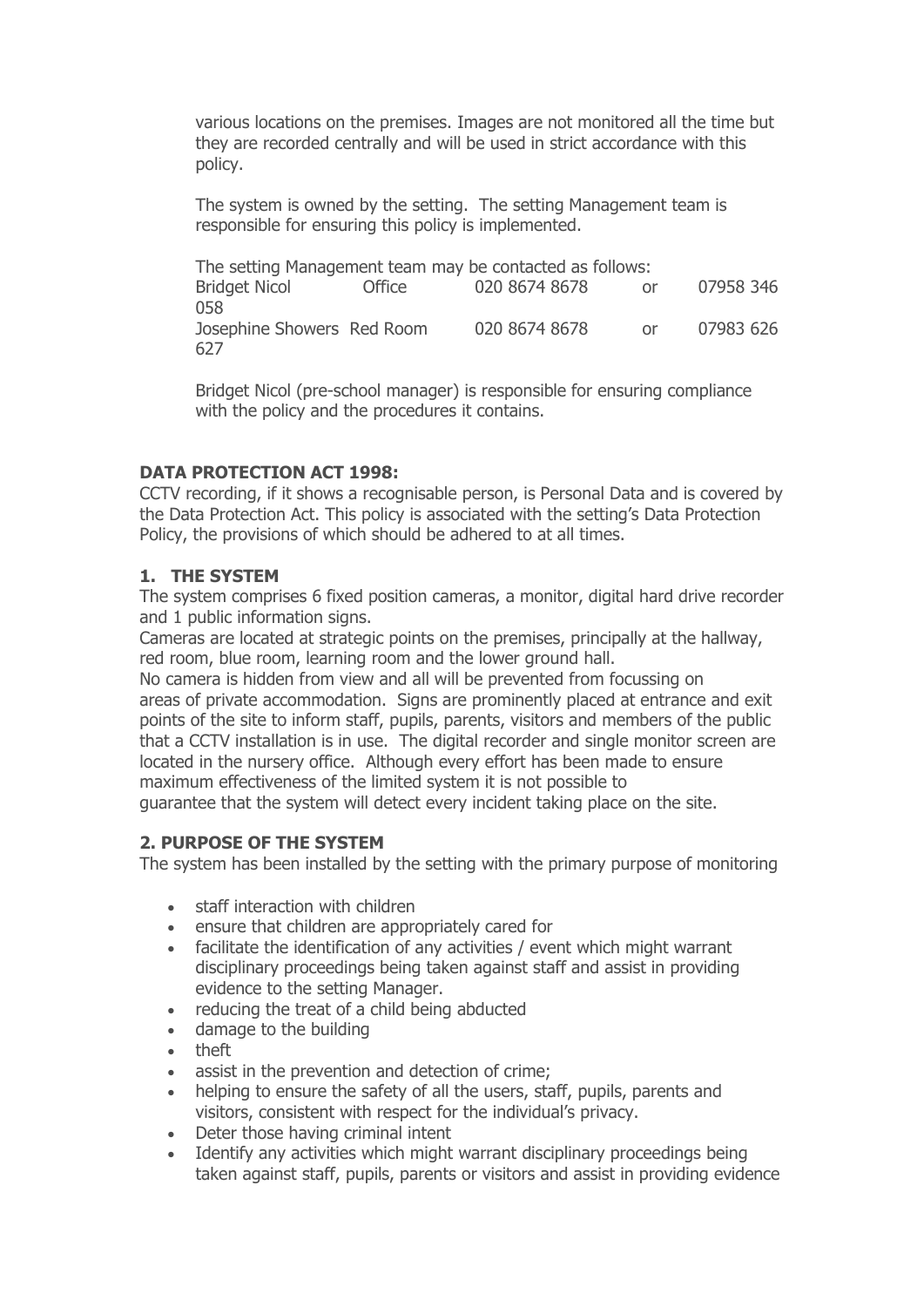various locations on the premises. Images are not monitored all the time but they are recorded centrally and will be used in strict accordance with this policy.

The system is owned by the setting. The setting Management team is responsible for ensuring this policy is implemented.

The setting Management team may be contacted as follows:

| | | | | |
|---|---|---|---|---|
| Bridget Nicol | Office | 020 8674 8678 | or | 07958 346 058 |
| Josephine Showers | Red Room | 020 8674 8678 | or | 07983 626 627 |

Bridget Nicol (pre-school manager) is responsible for ensuring compliance with the policy and the procedures it contains.

**DATA PROTECTION ACT 1998:**

CCTV recording, if it shows a recognisable person, is Personal Data and is covered by the Data Protection Act. This policy is associated with the setting's Data Protection Policy, the provisions of which should be adhered to at all times.

## 1. THE SYSTEM

The system comprises 6 fixed position cameras, a monitor, digital hard drive recorder and 1 public information signs.

Cameras are located at strategic points on the premises, principally at the hallway, red room, blue room, learning room and the lower ground hall.

No camera is hidden from view and all will be prevented from focussing on areas of private accommodation. Signs are prominently placed at entrance and exit points of the site to inform staff, pupils, parents, visitors and members of the public that a CCTV installation is in use. The digital recorder and single monitor screen are located in the nursery office. Although every effort has been made to ensure maximum effectiveness of the limited system it is not possible to guarantee that the system will detect every incident taking place on the site.

## 2. PURPOSE OF THE SYSTEM

The system has been installed by the setting with the primary purpose of monitoring

- staff interaction with children
- ensure that children are appropriately cared for
- facilitate the identification of any activities / event which might warrant disciplinary proceedings being taken against staff and assist in providing evidence to the setting Manager.
- reducing the treat of a child being abducted
- damage to the building
- theft
- assist in the prevention and detection of crime;
- helping to ensure the safety of all the users, staff, pupils, parents and visitors, consistent with respect for the individual's privacy.
- Deter those having criminal intent
- Identify any activities which might warrant disciplinary proceedings being taken against staff, pupils, parents or visitors and assist in providing evidence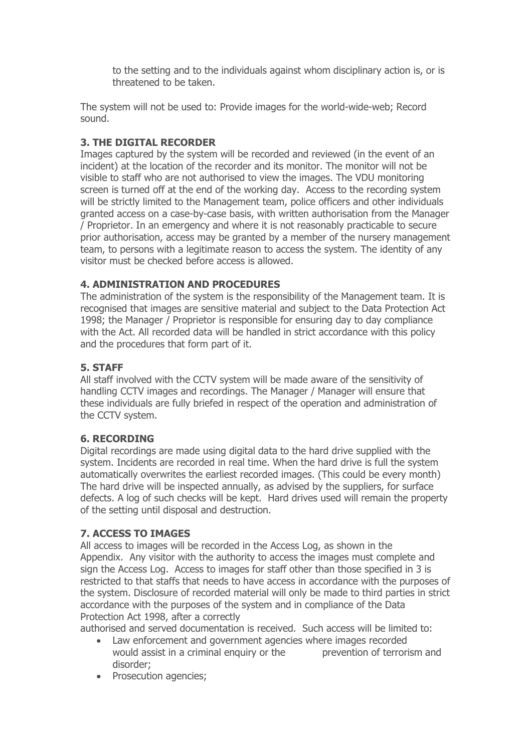to the setting and to the individuals against whom disciplinary action is, or is threatened to be taken.

The system will not be used to: Provide images for the world-wide-web; Record sound.

**3. THE DIGITAL RECORDER**

Images captured by the system will be recorded and reviewed (in the event of an incident) at the location of the recorder and its monitor. The monitor will not be visible to staff who are not authorised to view the images. The VDU monitoring screen is turned off at the end of the working day. Access to the recording system will be strictly limited to the Management team, police officers and other individuals granted access on a case-by-case basis, with written authorisation from the Manager / Proprietor. In an emergency and where it is not reasonably practicable to secure prior authorisation, access may be granted by a member of the nursery management team, to persons with a legitimate reason to access the system. The identity of any visitor must be checked before access is allowed.

**4. ADMINISTRATION AND PROCEDURES**

The administration of the system is the responsibility of the Management team. It is recognised that images are sensitive material and subject to the Data Protection Act 1998; the Manager / Proprietor is responsible for ensuring day to day compliance with the Act. All recorded data will be handled in strict accordance with this policy and the procedures that form part of it.

**5. STAFF**

All staff involved with the CCTV system will be made aware of the sensitivity of handling CCTV images and recordings. The Manager / Manager will ensure that these individuals are fully briefed in respect of the operation and administration of the CCTV system.

**6. RECORDING**

Digital recordings are made using digital data to the hard drive supplied with the system. Incidents are recorded in real time. When the hard drive is full the system automatically overwrites the earliest recorded images. (This could be every month) The hard drive will be inspected annually, as advised by the suppliers, for surface defects. A log of such checks will be kept. Hard drives used will remain the property of the setting until disposal and destruction.

**7. ACCESS TO IMAGES**

All access to images will be recorded in the Access Log, as shown in the Appendix. Any visitor with the authority to access the images must complete and sign the Access Log. Access to images for staff other than those specified in 3 is restricted to that staffs that needs to have access in accordance with the purposes of the system. Disclosure of recorded material will only be made to third parties in strict accordance with the purposes of the system and in compliance of the Data Protection Act 1998, after a correctly authorised and served documentation is received. Such access will be limited to:

- Law enforcement and government agencies where images recorded would assist in a criminal enquiry or the prevention of terrorism and disorder;
- Prosecution agencies;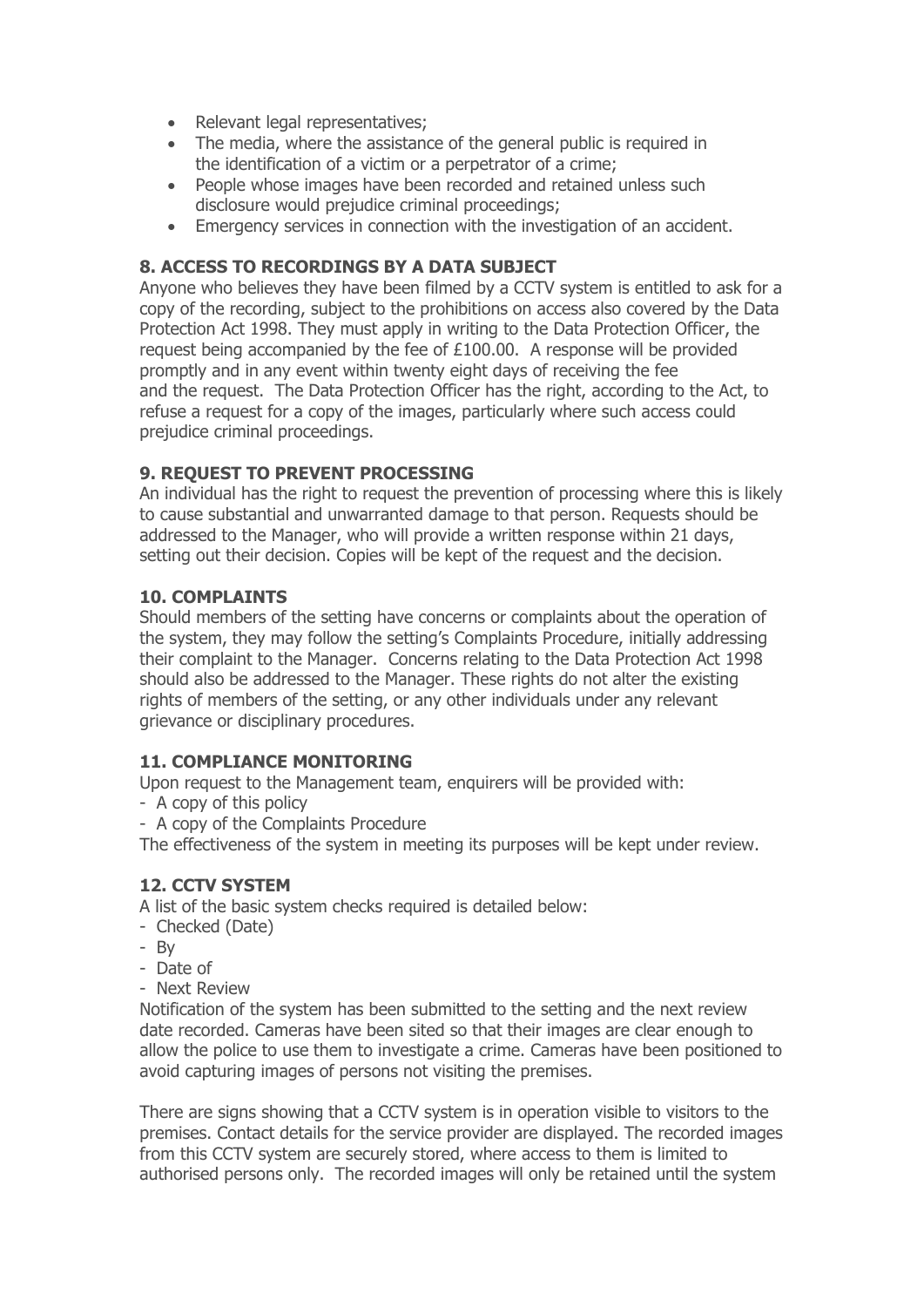- Relevant legal representatives;
- The media, where the assistance of the general public is required in the identification of a victim or a perpetrator of a crime;
- People whose images have been recorded and retained unless such disclosure would prejudice criminal proceedings;
- Emergency services in connection with the investigation of an accident.

**8. ACCESS TO RECORDINGS BY A DATA SUBJECT**

Anyone who believes they have been filmed by a CCTV system is entitled to ask for a copy of the recording, subject to the prohibitions on access also covered by the Data Protection Act 1998. They must apply in writing to the Data Protection Officer, the request being accompanied by the fee of £100.00. A response will be provided promptly and in any event within twenty eight days of receiving the fee and the request. The Data Protection Officer has the right, according to the Act, to refuse a request for a copy of the images, particularly where such access could prejudice criminal proceedings.

**9. REQUEST TO PREVENT PROCESSING**

An individual has the right to request the prevention of processing where this is likely to cause substantial and unwarranted damage to that person. Requests should be addressed to the Manager, who will provide a written response within 21 days, setting out their decision. Copies will be kept of the request and the decision.

**10. COMPLAINTS**

Should members of the setting have concerns or complaints about the operation of the system, they may follow the setting's Complaints Procedure, initially addressing their complaint to the Manager. Concerns relating to the Data Protection Act 1998 should also be addressed to the Manager. These rights do not alter the existing rights of members of the setting, or any other individuals under any relevant grievance or disciplinary procedures.

**11. COMPLIANCE MONITORING**

Upon request to the Management team, enquirers will be provided with:

- A copy of this policy
- A copy of the Complaints Procedure

The effectiveness of the system in meeting its purposes will be kept under review.

**12. CCTV SYSTEM**

A list of the basic system checks required is detailed below:

- Checked (Date)
- By
- Date of
- Next Review

Notification of the system has been submitted to the setting and the next review date recorded. Cameras have been sited so that their images are clear enough to allow the police to use them to investigate a crime. Cameras have been positioned to avoid capturing images of persons not visiting the premises.

There are signs showing that a CCTV system is in operation visible to visitors to the premises. Contact details for the service provider are displayed. The recorded images from this CCTV system are securely stored, where access to them is limited to authorised persons only. The recorded images will only be retained until the system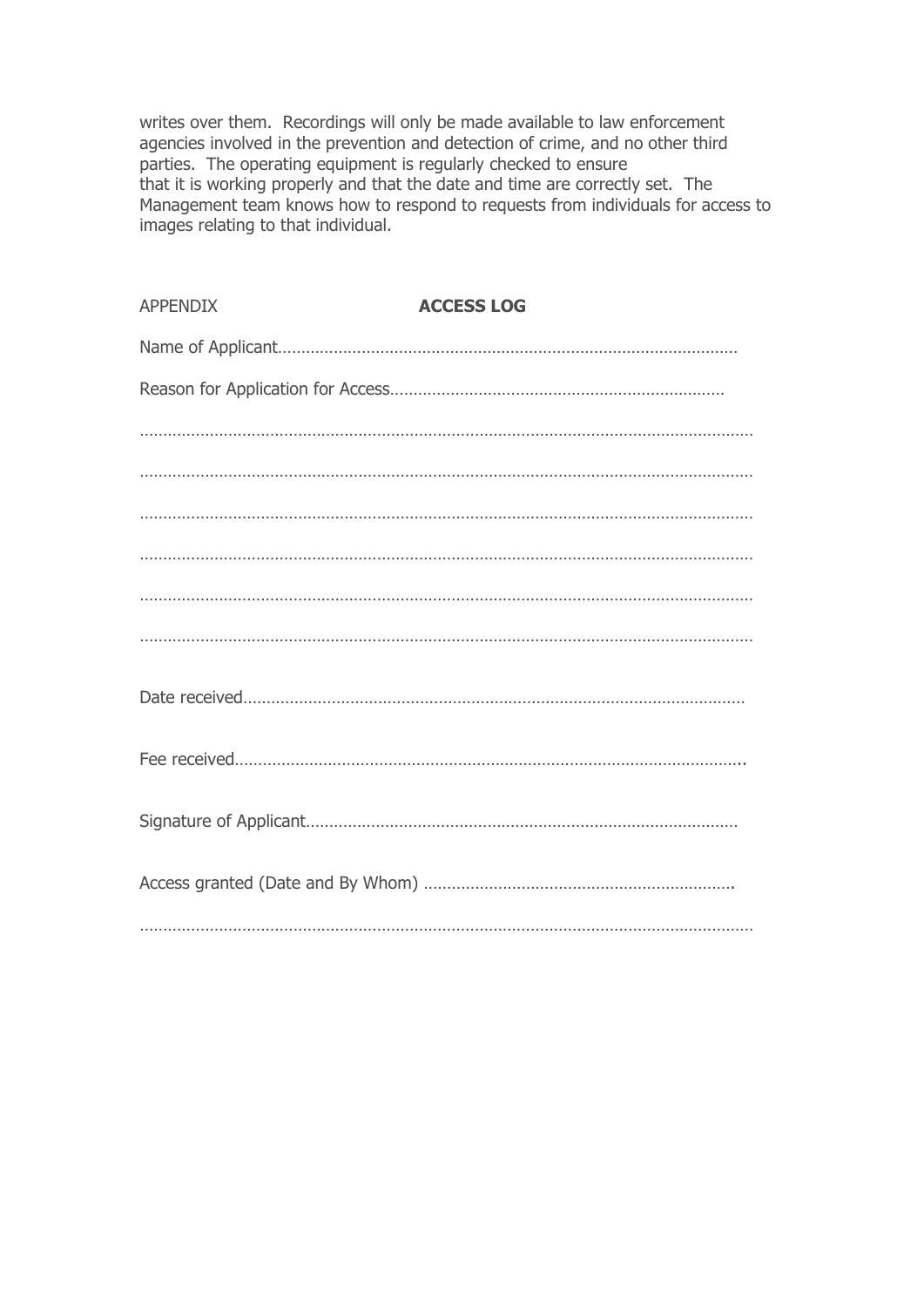writes over them. Recordings will only be made available to law enforcement agencies involved in the prevention and detection of crime, and no other third parties. The operating equipment is regularly checked to ensure that it is working properly and that the date and time are correctly set. The Management team knows how to respond to requests from individuals for access to images relating to that individual.

APPENDIX **ACCESS LOG**

Name of Applicant………………………………………………………………………………………

Reason for Application for Access………………………………………………………………

…………………………………………………………………………………………………………………

…………………………………………………………………………………………………………………

…………………………………………………………………………………………………………………

…………………………………………………………………………………………………………………

…………………………………………………………………………………………………………………

…………………………………………………………………………………………………………………

Date received………………………………………………………………………………………………

Fee received………………………………………………………………………………………………..

Signature of Applicant…………………………………………………………………………………

Access granted (Date and By Whom) ………………………………………………………….

…………………………………………………………………………………………………………………